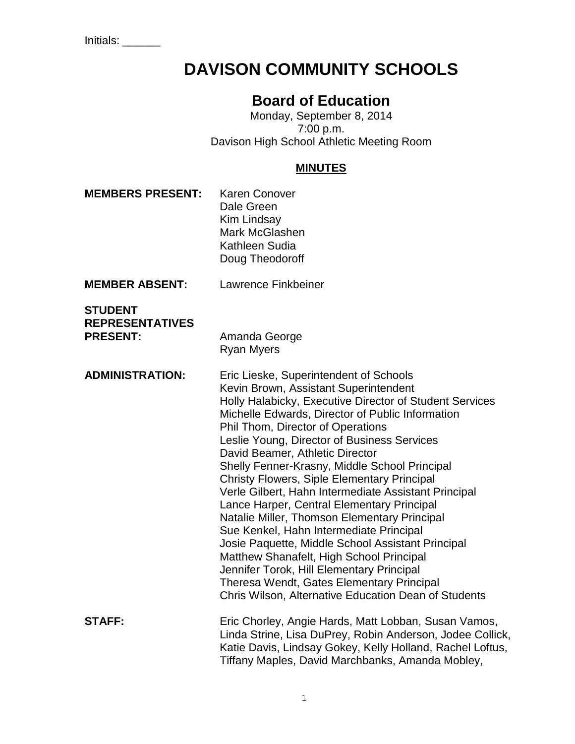Initials: ______

# DAVISON COMMUNITY SCHOOLS

## Board of Education

Monday, September 8, 2014
7:00 p.m.
Davison High School Athletic Meeting Room

**MINUTES**

**MEMBERS PRESENT:**
Karen Conover
Dale Green
Kim Lindsay
Mark McGlashen
Kathleen Sudia
Doug Theodoroff

**MEMBER ABSENT:**
Lawrence Finkbeiner

**STUDENT REPRESENTATIVES PRESENT:**
Amanda George
Ryan Myers

**ADMINISTRATION:**
Eric Lieske, Superintendent of Schools
Kevin Brown, Assistant Superintendent
Holly Halabicky, Executive Director of Student Services
Michelle Edwards, Director of Public Information
Phil Thom, Director of Operations
Leslie Young, Director of Business Services
David Beamer, Athletic Director
Shelly Fenner-Krasny, Middle School Principal
Christy Flowers, Siple Elementary Principal
Verle Gilbert, Hahn Intermediate Assistant Principal
Lance Harper, Central Elementary Principal
Natalie Miller, Thomson Elementary Principal
Sue Kenkel, Hahn Intermediate Principal
Josie Paquette, Middle School Assistant Principal
Matthew Shanafelt, High School Principal
Jennifer Torok, Hill Elementary Principal
Theresa Wendt, Gates Elementary Principal
Chris Wilson, Alternative Education Dean of Students

**STAFF:**
Eric Chorley, Angie Hards, Matt Lobban, Susan Vamos, Linda Strine, Lisa DuPrey, Robin Anderson, Jodee Collick, Katie Davis, Lindsay Gokey, Kelly Holland, Rachel Loftus, Tiffany Maples, David Marchbanks, Amanda Mobley,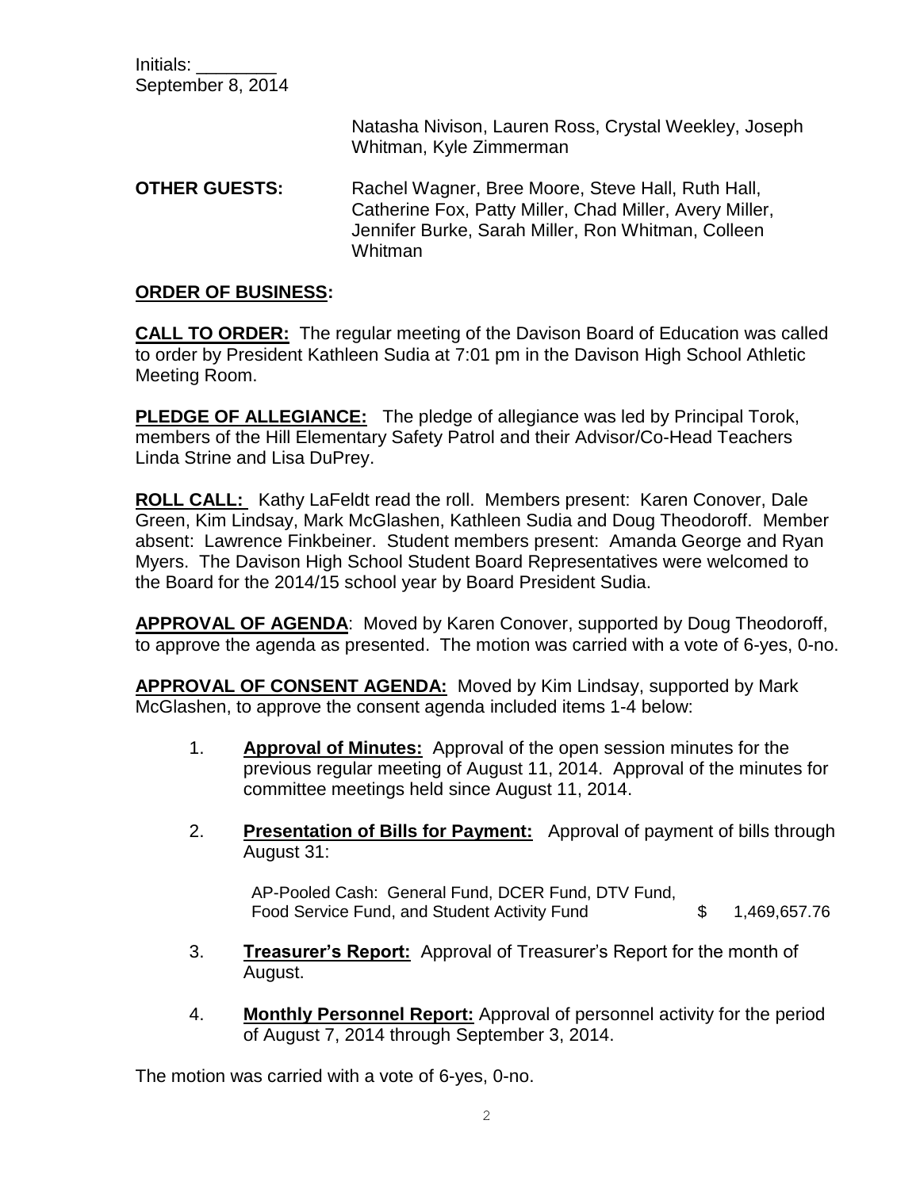Initials: ________
September 8, 2014

Natasha Nivison, Lauren Ross, Crystal Weekley, Joseph Whitman, Kyle Zimmerman

**OTHER GUESTS:** Rachel Wagner, Bree Moore, Steve Hall, Ruth Hall, Catherine Fox, Patty Miller, Chad Miller, Avery Miller, Jennifer Burke, Sarah Miller, Ron Whitman, Colleen Whitman

## ORDER OF BUSINESS:

**CALL TO ORDER:** The regular meeting of the Davison Board of Education was called to order by President Kathleen Sudia at 7:01 pm in the Davison High School Athletic Meeting Room.

**PLEDGE OF ALLEGIANCE:** The pledge of allegiance was led by Principal Torok, members of the Hill Elementary Safety Patrol and their Advisor/Co-Head Teachers Linda Strine and Lisa DuPrey.

**ROLL CALL:** Kathy LaFeldt read the roll. Members present: Karen Conover, Dale Green, Kim Lindsay, Mark McGlashen, Kathleen Sudia and Doug Theodoroff. Member absent: Lawrence Finkbeiner. Student members present: Amanda George and Ryan Myers. The Davison High School Student Board Representatives were welcomed to the Board for the 2014/15 school year by Board President Sudia.

**APPROVAL OF AGENDA**: Moved by Karen Conover, supported by Doug Theodoroff, to approve the agenda as presented. The motion was carried with a vote of 6-yes, 0-no.

**APPROVAL OF CONSENT AGENDA:** Moved by Kim Lindsay, supported by Mark McGlashen, to approve the consent agenda included items 1-4 below:

1. **Approval of Minutes:** Approval of the open session minutes for the previous regular meeting of August 11, 2014. Approval of the minutes for committee meetings held since August 11, 2014.

2. **Presentation of Bills for Payment:** Approval of payment of bills through August 31:

   AP-Pooled Cash: General Fund, DCER Fund, DTV Fund, Food Service Fund, and Student Activity Fund $ 1,469,657.76

3. **Treasurer's Report:** Approval of Treasurer's Report for the month of August.

4. **Monthly Personnel Report:** Approval of personnel activity for the period of August 7, 2014 through September 3, 2014.

The motion was carried with a vote of 6-yes, 0-no.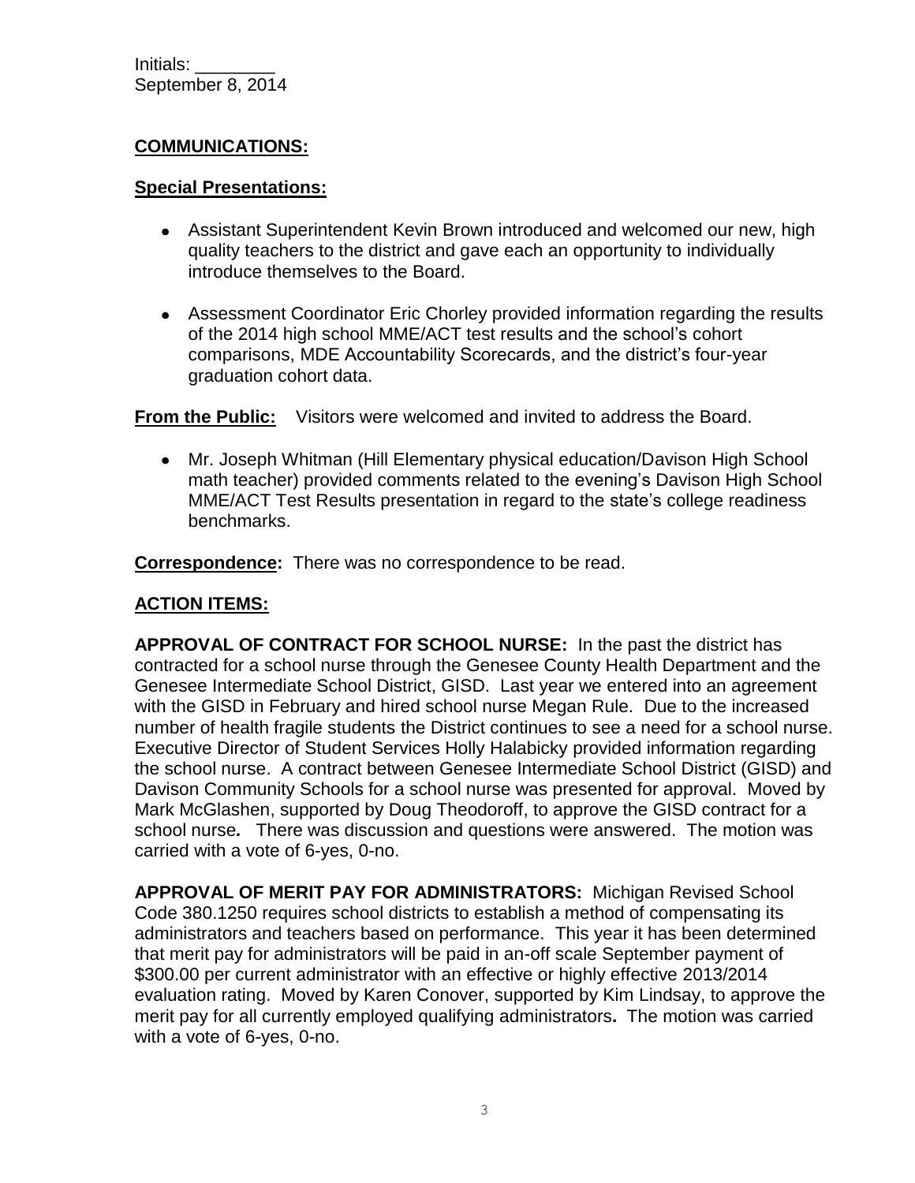Initials: ________
September 8, 2014

**COMMUNICATIONS:**

**Special Presentations:**

- Assistant Superintendent Kevin Brown introduced and welcomed our new, high quality teachers to the district and gave each an opportunity to individually introduce themselves to the Board.

- Assessment Coordinator Eric Chorley provided information regarding the results of the 2014 high school MME/ACT test results and the school's cohort comparisons, MDE Accountability Scorecards, and the district's four-year graduation cohort data.

**From the Public:** Visitors were welcomed and invited to address the Board.

- Mr. Joseph Whitman (Hill Elementary physical education/Davison High School math teacher) provided comments related to the evening's Davison High School MME/ACT Test Results presentation in regard to the state's college readiness benchmarks.

**Correspondence:** There was no correspondence to be read.

**ACTION ITEMS:**

**APPROVAL OF CONTRACT FOR SCHOOL NURSE:** In the past the district has contracted for a school nurse through the Genesee County Health Department and the Genesee Intermediate School District, GISD. Last year we entered into an agreement with the GISD in February and hired school nurse Megan Rule. Due to the increased number of health fragile students the District continues to see a need for a school nurse. Executive Director of Student Services Holly Halabicky provided information regarding the school nurse. A contract between Genesee Intermediate School District (GISD) and Davison Community Schools for a school nurse was presented for approval. Moved by Mark McGlashen, supported by Doug Theodoroff, to approve the GISD contract for a school nurse*.* There was discussion and questions were answered. The motion was carried with a vote of 6-yes, 0-no.

**APPROVAL OF MERIT PAY FOR ADMINISTRATORS:** Michigan Revised School Code 380.1250 requires school districts to establish a method of compensating its administrators and teachers based on performance. This year it has been determined that merit pay for administrators will be paid in an-off scale September payment of $300.00 per current administrator with an effective or highly effective 2013/2014 evaluation rating. Moved by Karen Conover, supported by Kim Lindsay, to approve the merit pay for all currently employed qualifying administrators**.** The motion was carried with a vote of 6-yes, 0-no.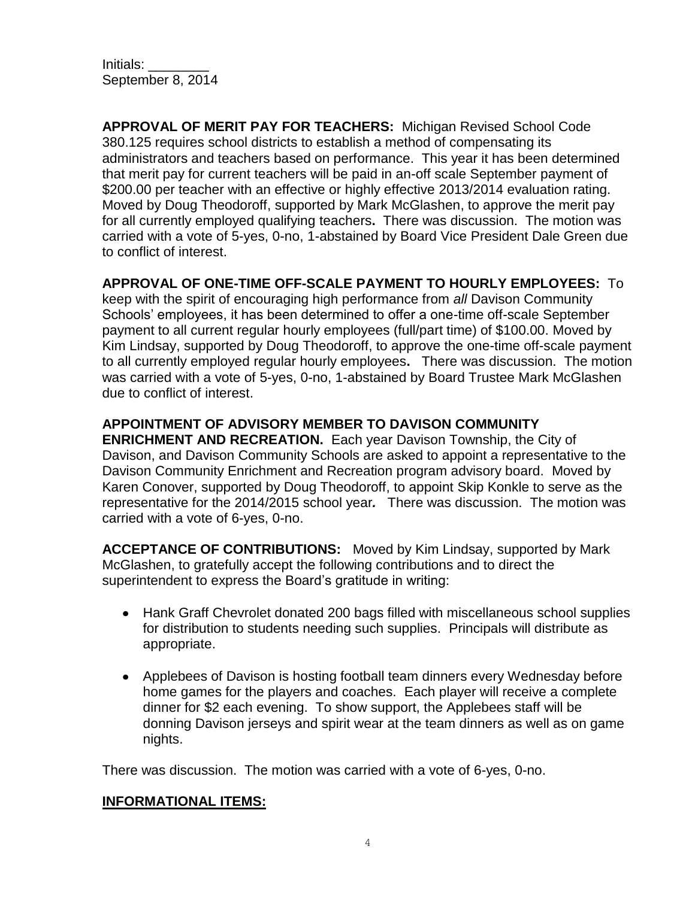Initials: ________
September 8, 2014

**APPROVAL OF MERIT PAY FOR TEACHERS:** Michigan Revised School Code 380.125 requires school districts to establish a method of compensating its administrators and teachers based on performance. This year it has been determined that merit pay for current teachers will be paid in an-off scale September payment of $200.00 per teacher with an effective or highly effective 2013/2014 evaluation rating. Moved by Doug Theodoroff, supported by Mark McGlashen, to approve the merit pay for all currently employed qualifying teachers**.** There was discussion. The motion was carried with a vote of 5-yes, 0-no, 1-abstained by Board Vice President Dale Green due to conflict of interest.

**APPROVAL OF ONE-TIME OFF-SCALE PAYMENT TO HOURLY EMPLOYEES:** To keep with the spirit of encouraging high performance from *all* Davison Community Schools' employees, it has been determined to offer a one-time off-scale September payment to all current regular hourly employees (full/part time) of $100.00. Moved by Kim Lindsay, supported by Doug Theodoroff, to approve the one-time off-scale payment to all currently employed regular hourly employees**.** There was discussion. The motion was carried with a vote of 5-yes, 0-no, 1-abstained by Board Trustee Mark McGlashen due to conflict of interest.

**APPOINTMENT OF ADVISORY MEMBER TO DAVISON COMMUNITY ENRICHMENT AND RECREATION.** Each year Davison Township, the City of Davison, and Davison Community Schools are asked to appoint a representative to the Davison Community Enrichment and Recreation program advisory board. Moved by Karen Conover, supported by Doug Theodoroff, to appoint Skip Konkle to serve as the representative for the 2014/2015 school year*.* There was discussion. The motion was carried with a vote of 6-yes, 0-no.

**ACCEPTANCE OF CONTRIBUTIONS:** Moved by Kim Lindsay, supported by Mark McGlashen, to gratefully accept the following contributions and to direct the superintendent to express the Board's gratitude in writing:

- Hank Graff Chevrolet donated 200 bags filled with miscellaneous school supplies for distribution to students needing such supplies. Principals will distribute as appropriate.
- Applebees of Davison is hosting football team dinners every Wednesday before home games for the players and coaches. Each player will receive a complete dinner for $2 each evening. To show support, the Applebees staff will be donning Davison jerseys and spirit wear at the team dinners as well as on game nights.

There was discussion. The motion was carried with a vote of 6-yes, 0-no.

**INFORMATIONAL ITEMS:**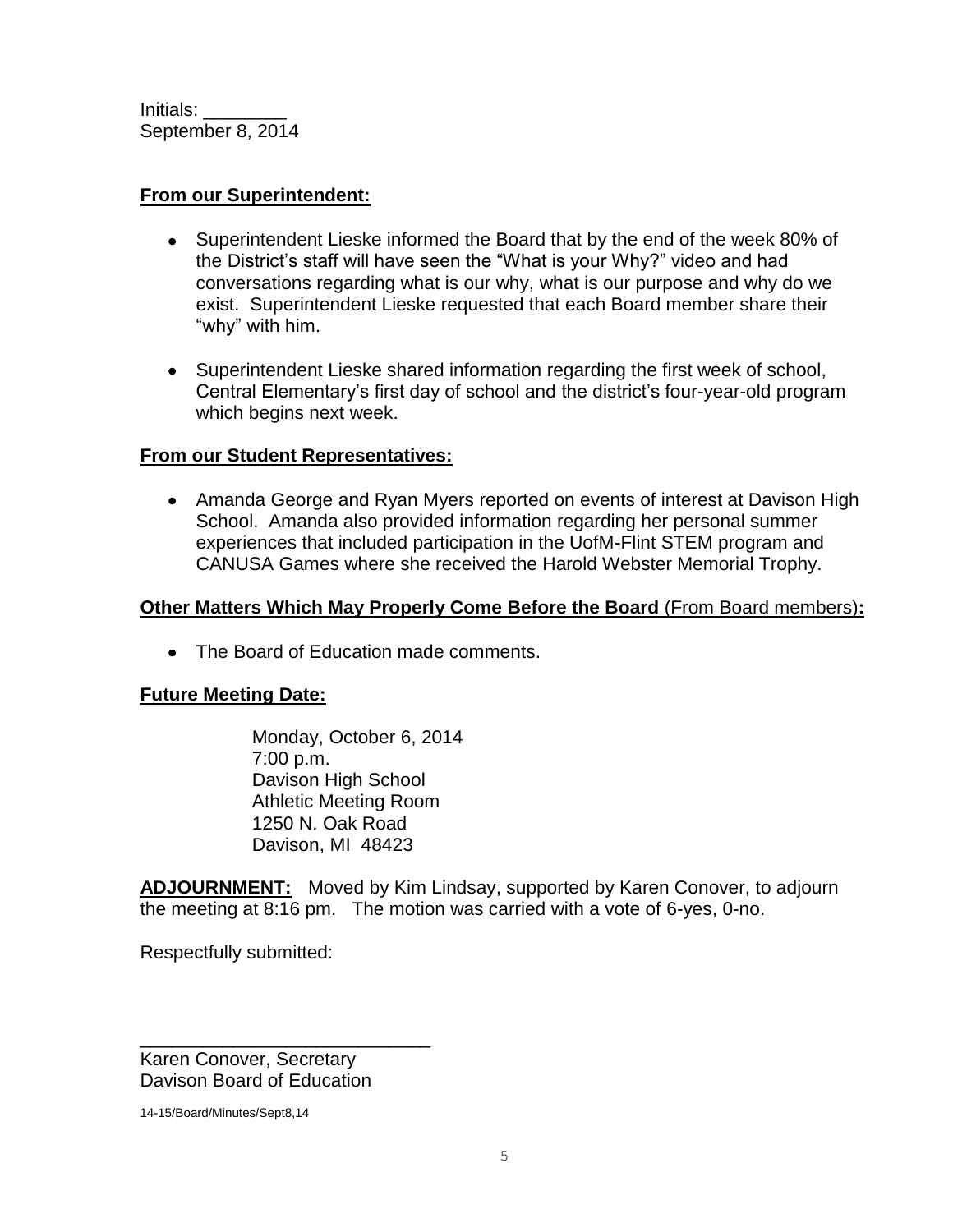Initials: ________
September 8, 2014

**From our Superintendent:**

- Superintendent Lieske informed the Board that by the end of the week 80% of the District's staff will have seen the "What is your Why?" video and had conversations regarding what is our why, what is our purpose and why do we exist. Superintendent Lieske requested that each Board member share their "why" with him.
- Superintendent Lieske shared information regarding the first week of school, Central Elementary's first day of school and the district's four-year-old program which begins next week.

**From our Student Representatives:**

- Amanda George and Ryan Myers reported on events of interest at Davison High School. Amanda also provided information regarding her personal summer experiences that included participation in the UofM-Flint STEM program and CANUSA Games where she received the Harold Webster Memorial Trophy.

**Other Matters Which May Properly Come Before the Board** (From Board members)**:**

- The Board of Education made comments.

**Future Meeting Date:**

Monday, October 6, 2014
7:00 p.m.
Davison High School
Athletic Meeting Room
1250 N. Oak Road
Davison, MI 48423

**ADJOURNMENT:** Moved by Kim Lindsay, supported by Karen Conover, to adjourn the meeting at 8:16 pm. The motion was carried with a vote of 6-yes, 0-no.

Respectfully submitted:

_____________________________
Karen Conover, Secretary
Davison Board of Education

14-15/Board/Minutes/Sept8,14